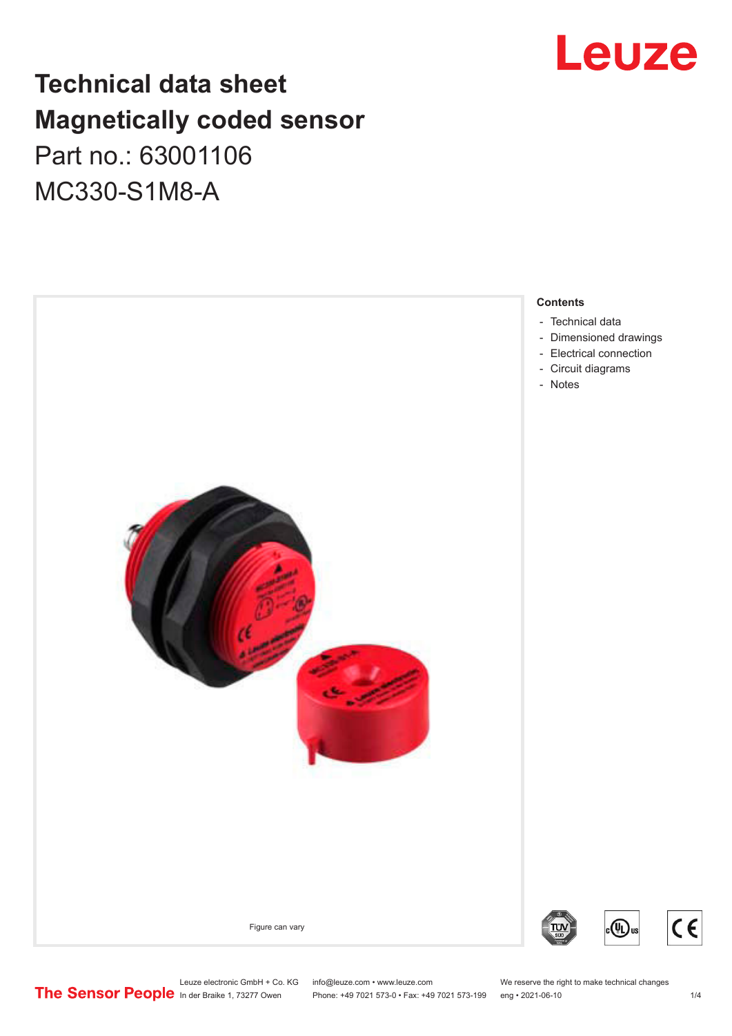# Technical data sheet
# Magnetically coded sensor

Part no.: 63001106

MC330-S1M8-A

Figure can vary

**Contents**

- Technical data
- Dimensioned drawings
- Electrical connection
- Circuit diagrams
- Notes

Leuze electronic GmbH + Co. KG
In der Braike 1, 73277 Owen

info@leuze.com • www.leuze.com
Phone: +49 7021 573-0 • Fax: +49 7021 573-199

We reserve the right to make technical changes
eng • 2021-06-10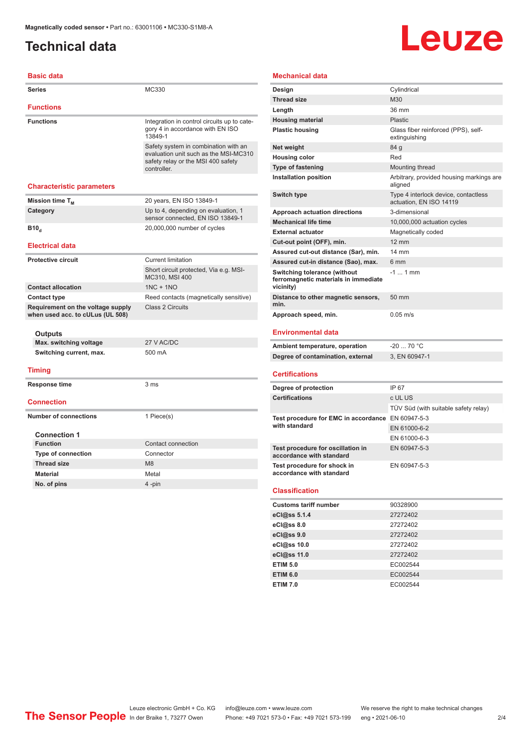# Technical data

## Basic data

| | |
|---|---|
| Series | MC330 |

## Functions

| | |
|---|---|
| Functions | Integration in control circuits up to category 4 in accordance with EN ISO 13849-1 |
| | Safety system in combination with an evaluation unit such as the MSI-MC310 safety relay or the MSI 400 safety controller. |

## Characteristic parameters

| | |
|---|---|
| Mission time $T_M$ | 20 years, EN ISO 13849-1 |
| Category | Up to 4, depending on evaluation, 1 sensor connected, EN ISO 13849-1 |
| $B10_d$ | 20,000,000 number of cycles |

## Electrical data

| | |
|---|---|
| Protective circuit | Current limitation |
| | Short circuit protected, Via e.g. MSI-MC310, MSI 400 |
| Contact allocation | 1NC + 1NO |
| Contact type | Reed contacts (magnetically sensitive) |
| Requirement on the voltage supply when used acc. to cULus (UL 508) | Class 2 Circuits |

**Outputs**

| | |
|---|---|
| Max. switching voltage | 27 V AC/DC |
| Switching current, max. | 500 mA |

## Timing

| | |
|---|---|
| Response time | 3 ms |

## Connection

| | |
|---|---|
| Number of connections | 1 Piece(s) |

**Connection 1**

| | |
|---|---|
| Function | Contact connection |
| Type of connection | Connector |
| Thread size | M8 |
| Material | Metal |
| No. of pins | 4 -pin |

## Mechanical data

| | |
|---|---|
| Design | Cylindrical |
| Thread size | M30 |
| Length | 36 mm |
| Housing material | Plastic |
| Plastic housing | Glass fiber reinforced (PPS), self-extinguishing |
| Net weight | 84 g |
| Housing color | Red |
| Type of fastening | Mounting thread |
| Installation position | Arbitrary, provided housing markings are aligned |
| Switch type | Type 4 interlock device, contactless actuation, EN ISO 14119 |
| Approach actuation directions | 3-dimensional |
| Mechanical life time | 10,000,000 actuation cycles |
| External actuator | Magnetically coded |
| Cut-out point (OFF), min. | 12 mm |
| Assured cut-out distance (Sar), min. | 14 mm |
| Assured cut-in distance (Sao), max. | 6 mm |
| Switching tolerance (without ferromagnetic materials in immediate vicinity) | -1 ... 1 mm |
| Distance to other magnetic sensors, min. | 50 mm |
| Approach speed, min. | 0.05 m/s |

## Environmental data

| | |
|---|---|
| Ambient temperature, operation | -20 ... 70 °C |
| Degree of contamination, external | 3, EN 60947-1 |

## Certifications

| | |
|---|---|
| Degree of protection | IP 67 |
| Certifications | c UL US |
| | TÜV Süd (with suitable safety relay) |
| Test procedure for EMC in accordance with standard | EN 60947-5-3 |
| | EN 61000-6-2 |
| | EN 61000-6-3 |
| Test procedure for oscillation in accordance with standard | EN 60947-5-3 |
| Test procedure for shock in accordance with standard | EN 60947-5-3 |

## Classification

| | |
|---|---|
| Customs tariff number | 90328900 |
| eCl@ss 5.1.4 | 27272402 |
| eCl@ss 8.0 | 27272402 |
| eCl@ss 9.0 | 27272402 |
| eCl@ss 10.0 | 27272402 |
| eCl@ss 11.0 | 27272402 |
| ETIM 5.0 | EC002544 |
| ETIM 6.0 | EC002544 |
| ETIM 7.0 | EC002544 |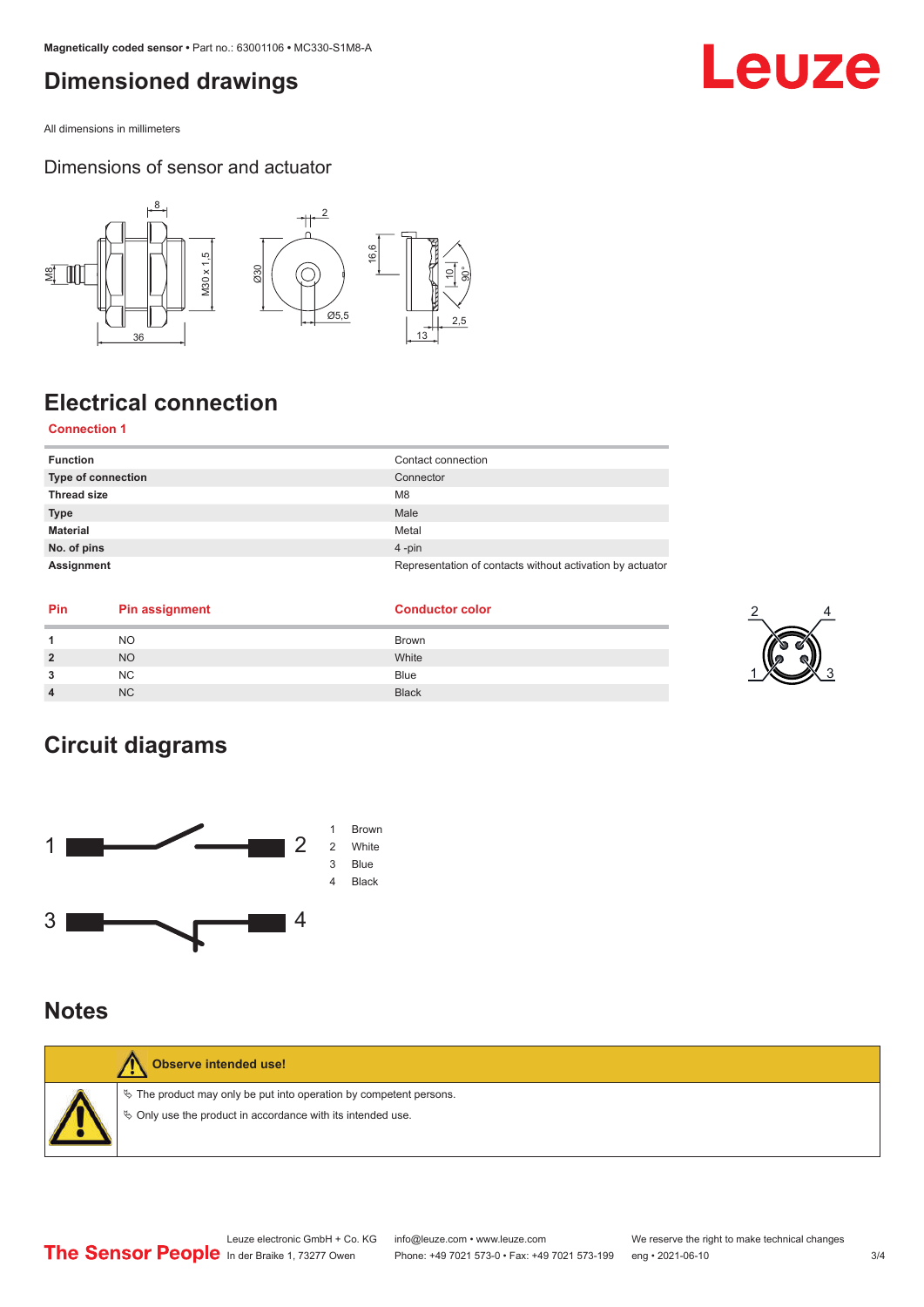# Dimensioned drawings

All dimensions in millimeters

## Dimensions of sensor and actuator

# Electrical connection

**Connection 1**

| | |
|---|---|
| **Function** | Contact connection |
| **Type of connection** | Connector |
| **Thread size** | M8 |
| **Type** | Male |
| **Material** | Metal |
| **No. of pins** | 4 -pin |
| **Assignment** | Representation of contacts without activation by actuator |

| Pin | Pin assignment | Conductor color |
|---|---|---|
| **1** | NO | Brown |
| **2** | NO | White |
| **3** | NC | Blue |
| **4** | NC | Black |

# Circuit diagrams

1 Brown
2 White
3 Blue
4 Black

# Notes

**Observe intended use!**

- The product may only be put into operation by competent persons.
- Only use the product in accordance with its intended use.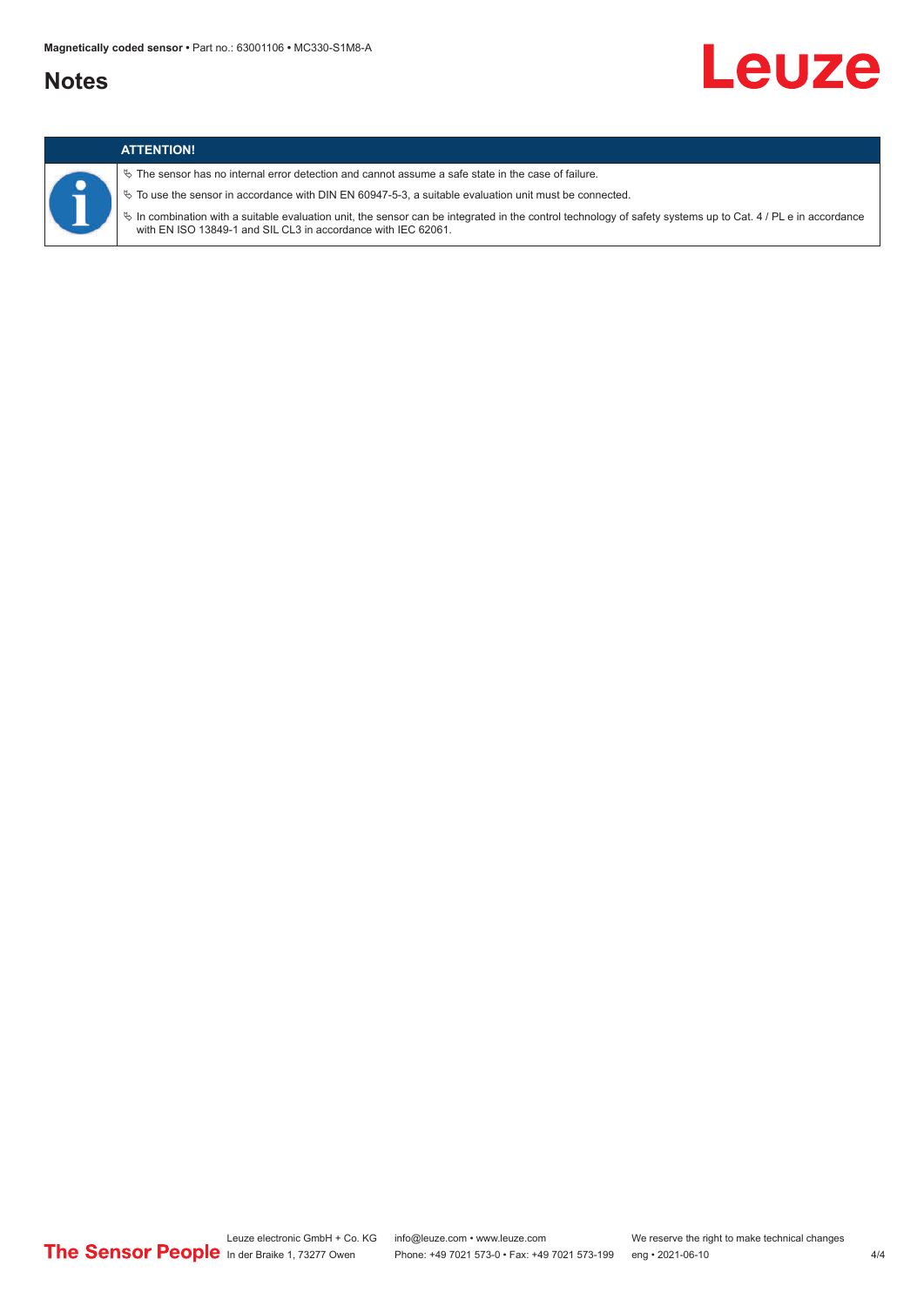## Notes

**ATTENTION!**

- ✎ The sensor has no internal error detection and cannot assume a safe state in the case of failure.
- ✎ To use the sensor in accordance with DIN EN 60947-5-3, a suitable evaluation unit must be connected.
- ✎ In combination with a suitable evaluation unit, the sensor can be integrated in the control technology of safety systems up to Cat. 4 / PL e in accordance with EN ISO 13849-1 and SIL CL3 in accordance with IEC 62061.